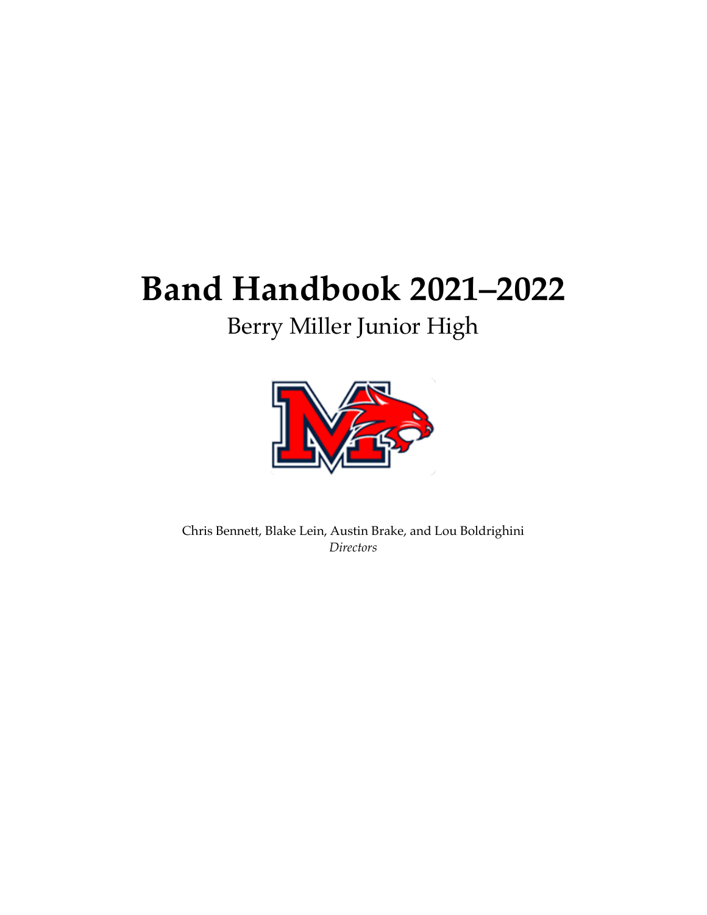# Band Handbook 2021–2022

## Berry Miller Junior High

Chris Bennett, Blake Lein, Austin Brake, and Lou Boldrighini
*Directors*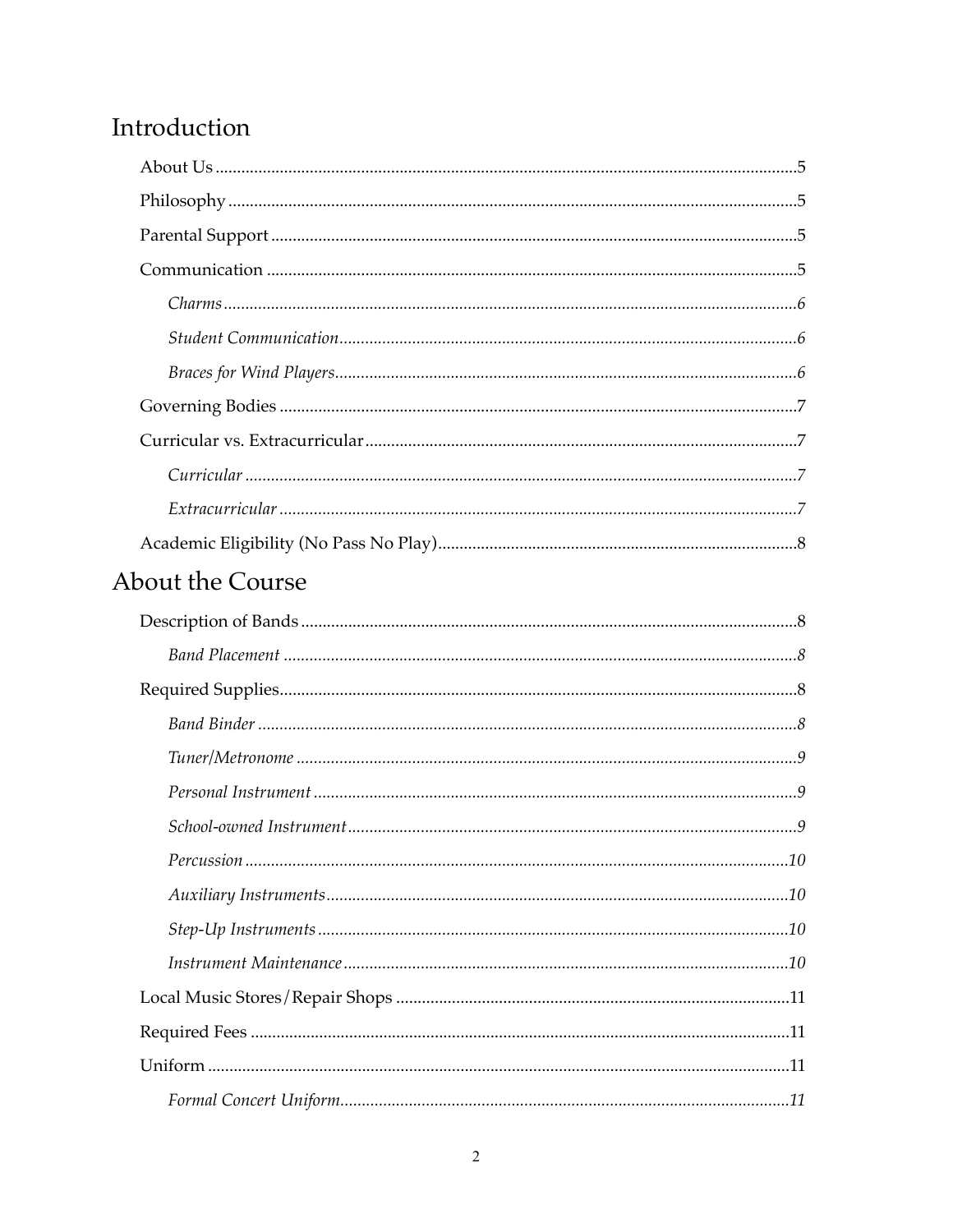## Introduction

About Us ....................................................................................................................5

Philosophy ................................................................................................................5

Parental Support .......................................................................................................5

Communication ........................................................................................................5

*Charms* ..................................................................................................................6

*Student Communication* ........................................................................................6

*Braces for Wind Players* .........................................................................................6

Governing Bodies .....................................................................................................7

Curricular vs. Extracurricular ..................................................................................7

*Curricular* ..............................................................................................................7

*Extracurricular* .......................................................................................................7

Academic Eligibility (No Pass No Play) .................................................................8

## About the Course

Description of Bands ................................................................................................8

*Band Placement* .....................................................................................................8

Required Supplies .....................................................................................................8

*Band Binder* ...........................................................................................................8

*Tuner/Metronome* ..................................................................................................9

*Personal Instrument* ...............................................................................................9

*School-owned Instrument* ......................................................................................9

*Percussion* ............................................................................................................10

*Auxiliary Instruments* ..........................................................................................10

*Step-Up Instruments* ............................................................................................10

*Instrument Maintenance* ......................................................................................10

Local Music Stores/Repair Shops ..........................................................................11

Required Fees ..........................................................................................................11

Uniform ....................................................................................................................11

*Formal Concert Uniform* ......................................................................................11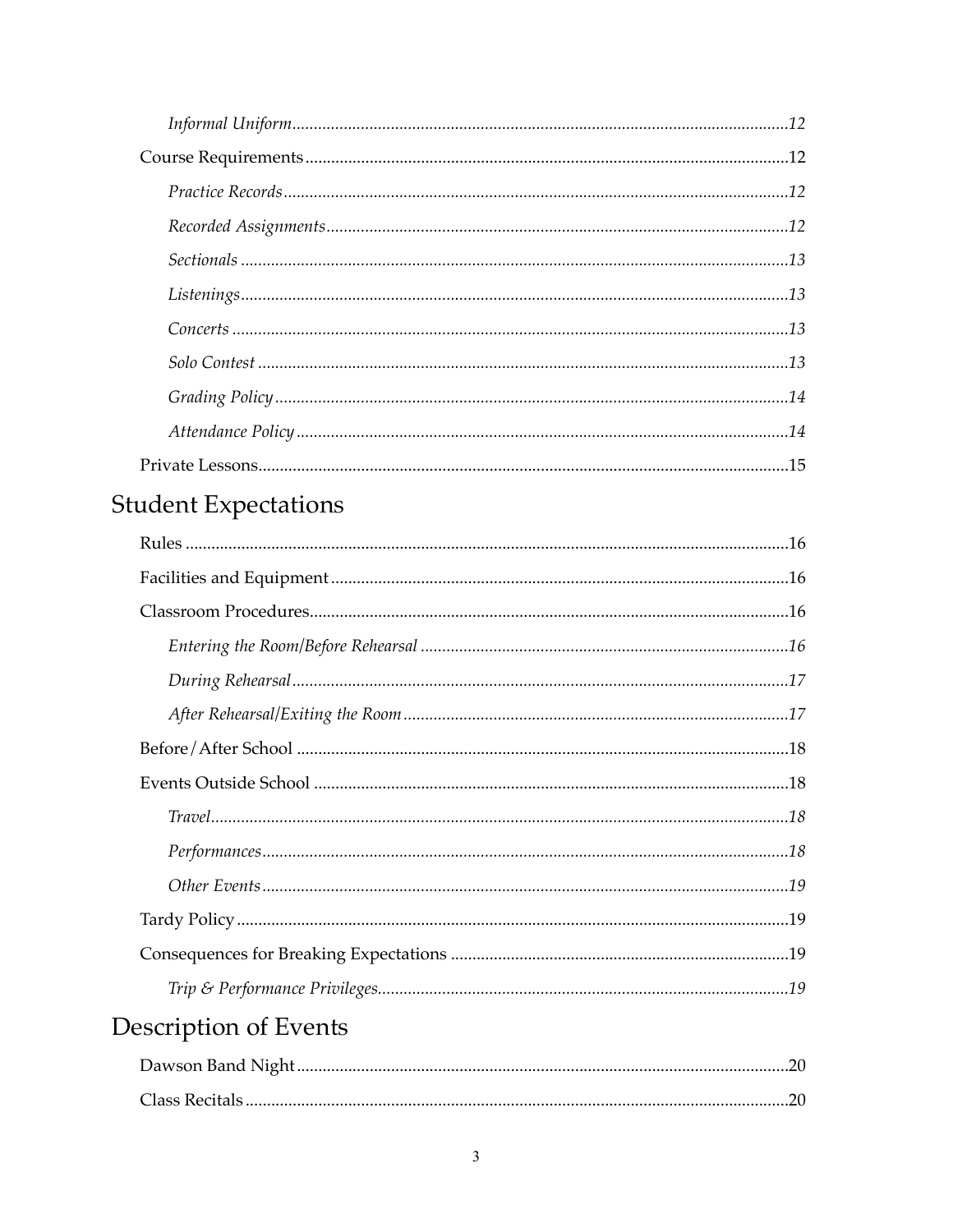*Informal Uniform* ..........12

Course Requirements ..........12

*Practice Records* ..........12

*Recorded Assignments* ..........12

*Sectionals* ..........13

*Listenings* ..........13

*Concerts* ..........13

*Solo Contest* ..........13

*Grading Policy* ..........14

*Attendance Policy* ..........14

Private Lessons ..........15

# Student Expectations

Rules ..........16

Facilities and Equipment ..........16

Classroom Procedures ..........16

*Entering the Room/Before Rehearsal* ..........16

*During Rehearsal* ..........17

*After Rehearsal/Exiting the Room* ..........17

Before/After School ..........18

Events Outside School ..........18

*Travel* ..........18

*Performances* ..........18

*Other Events* ..........19

Tardy Policy ..........19

Consequences for Breaking Expectations ..........19

*Trip & Performance Privileges* ..........19

# Description of Events

Dawson Band Night ..........20

Class Recitals ..........20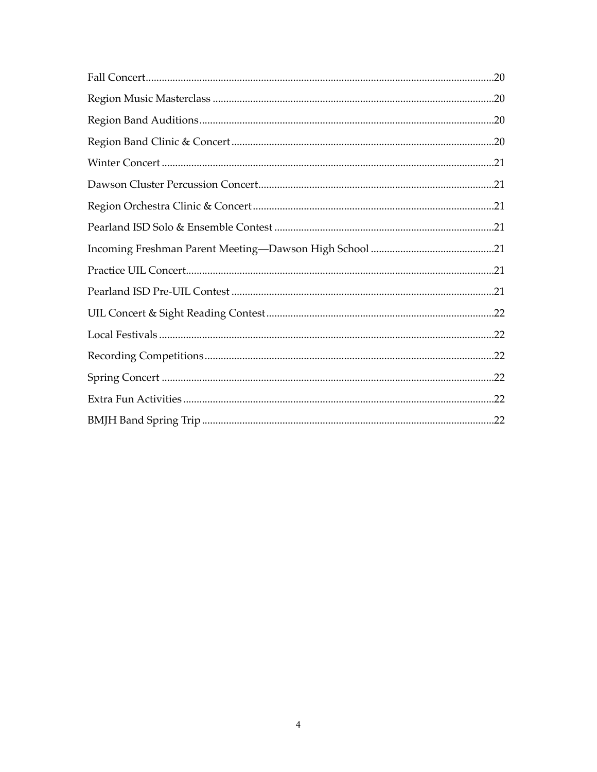Fall Concert....................................................................................................................20

Region Music Masterclass ...........................................................................................20

Region Band Auditions.................................................................................................20

Region Band Clinic & Concert......................................................................................20

Winter Concert ...............................................................................................................21

Dawson Cluster Percussion Concert............................................................................21

Region Orchestra Clinic & Concert..............................................................................21

Pearland ISD Solo & Ensemble Contest ......................................................................21

Incoming Freshman Parent Meeting—Dawson High School ..................................21

Practice UIL Concert......................................................................................................21

Pearland ISD Pre-UIL Contest ......................................................................................21

UIL Concert & Sight Reading Contest.........................................................................22

Local Festivals ................................................................................................................22

Recording Competitions................................................................................................22

Spring Concert ...............................................................................................................22

Extra Fun Activities........................................................................................................22

BMJH Band Spring Trip................................................................................................22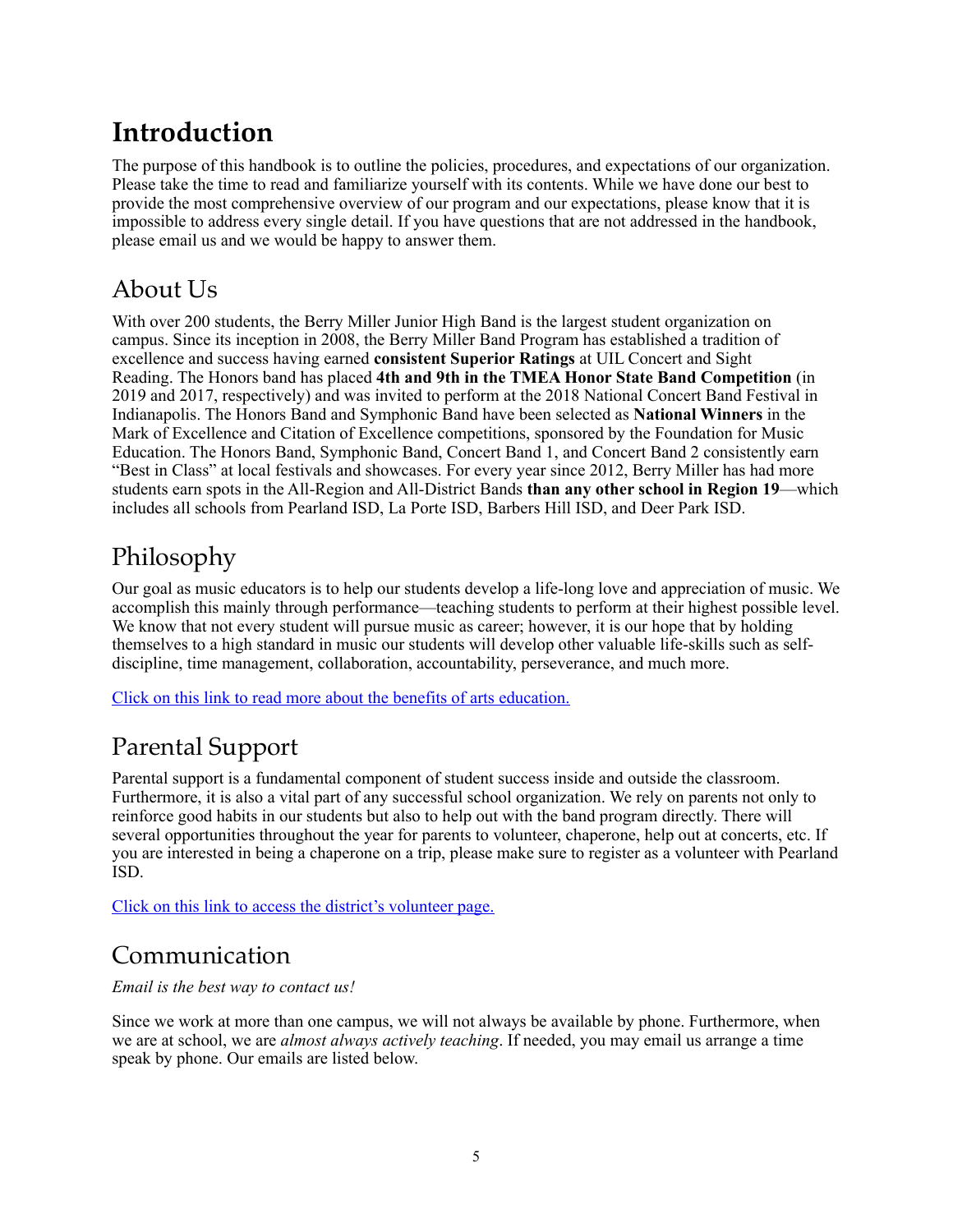# Introduction

The purpose of this handbook is to outline the policies, procedures, and expectations of our organization. Please take the time to read and familiarize yourself with its contents. While we have done our best to provide the most comprehensive overview of our program and our expectations, please know that it is impossible to address every single detail. If you have questions that are not addressed in the handbook, please email us and we would be happy to answer them.

## About Us

With over 200 students, the Berry Miller Junior High Band is the largest student organization on campus. Since its inception in 2008, the Berry Miller Band Program has established a tradition of excellence and success having earned **consistent Superior Ratings** at UIL Concert and Sight Reading. The Honors band has placed **4th and 9th in the TMEA Honor State Band Competition** (in 2019 and 2017, respectively) and was invited to perform at the 2018 National Concert Band Festival in Indianapolis. The Honors Band and Symphonic Band have been selected as **National Winners** in the Mark of Excellence and Citation of Excellence competitions, sponsored by the Foundation for Music Education. The Honors Band, Symphonic Band, Concert Band 1, and Concert Band 2 consistently earn "Best in Class" at local festivals and showcases. For every year since 2012, Berry Miller has had more students earn spots in the All-Region and All-District Bands **than any other school in Region 19**—which includes all schools from Pearland ISD, La Porte ISD, Barbers Hill ISD, and Deer Park ISD.

## Philosophy

Our goal as music educators is to help our students develop a life-long love and appreciation of music. We accomplish this mainly through performance—teaching students to perform at their highest possible level. We know that not every student will pursue music as career; however, it is our hope that by holding themselves to a high standard in music our students will develop other valuable life-skills such as self-discipline, time management, collaboration, accountability, perseverance, and much more.

Click on this link to read more about the benefits of arts education.

## Parental Support

Parental support is a fundamental component of student success inside and outside the classroom. Furthermore, it is also a vital part of any successful school organization. We rely on parents not only to reinforce good habits in our students but also to help out with the band program directly. There will several opportunities throughout the year for parents to volunteer, chaperone, help out at concerts, etc. If you are interested in being a chaperone on a trip, please make sure to register as a volunteer with Pearland ISD.

Click on this link to access the district's volunteer page.

## Communication

*Email is the best way to contact us!*

Since we work at more than one campus, we will not always be available by phone. Furthermore, when we are at school, we are *almost always actively teaching*. If needed, you may email us arrange a time speak by phone. Our emails are listed below.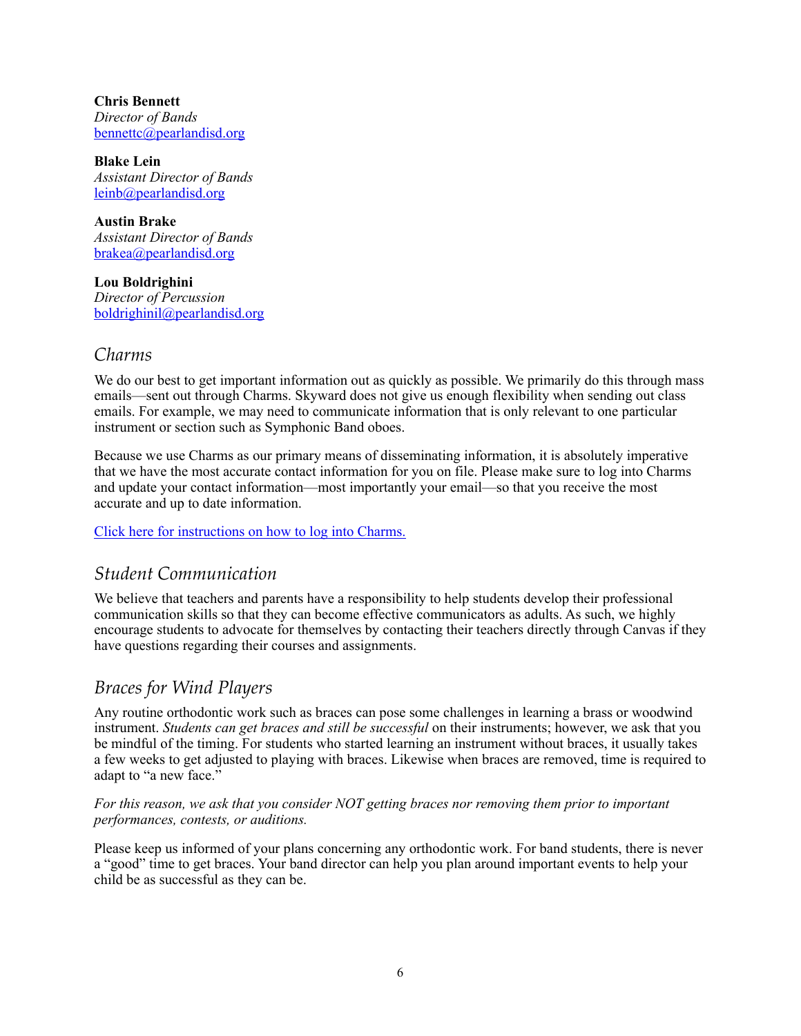**Chris Bennett**
*Director of Bands*
[bennettc@pearlandisd.org](mailto:bennettc@pearlandisd.org)

**Blake Lein**
*Assistant Director of Bands*
[leinb@pearlandisd.org](mailto:leinb@pearlandisd.org)

**Austin Brake**
*Assistant Director of Bands*
[brakea@pearlandisd.org](mailto:brakea@pearlandisd.org)

**Lou Boldrighini**
*Director of Percussion*
[boldrighinil@pearlandisd.org](mailto:boldrighinil@pearlandisd.org)

## *Charms*

We do our best to get important information out as quickly as possible. We primarily do this through mass emails—sent out through Charms. Skyward does not give us enough flexibility when sending out class emails. For example, we may need to communicate information that is only relevant to one particular instrument or section such as Symphonic Band oboes.

Because we use Charms as our primary means of disseminating information, it is absolutely imperative that we have the most accurate contact information for you on file. Please make sure to log into Charms and update your contact information—most importantly your email—so that you receive the most accurate and up to date information.

Click here for instructions on how to log into Charms.

## *Student Communication*

We believe that teachers and parents have a responsibility to help students develop their professional communication skills so that they can become effective communicators as adults. As such, we highly encourage students to advocate for themselves by contacting their teachers directly through Canvas if they have questions regarding their courses and assignments.

## *Braces for Wind Players*

Any routine orthodontic work such as braces can pose some challenges in learning a brass or woodwind instrument. *Students can get braces and still be successful* on their instruments; however, we ask that you be mindful of the timing. For students who started learning an instrument without braces, it usually takes a few weeks to get adjusted to playing with braces. Likewise when braces are removed, time is required to adapt to "a new face."

*For this reason, we ask that you consider NOT getting braces nor removing them prior to important performances, contests, or auditions.*

Please keep us informed of your plans concerning any orthodontic work. For band students, there is never a "good" time to get braces. Your band director can help you plan around important events to help your child be as successful as they can be.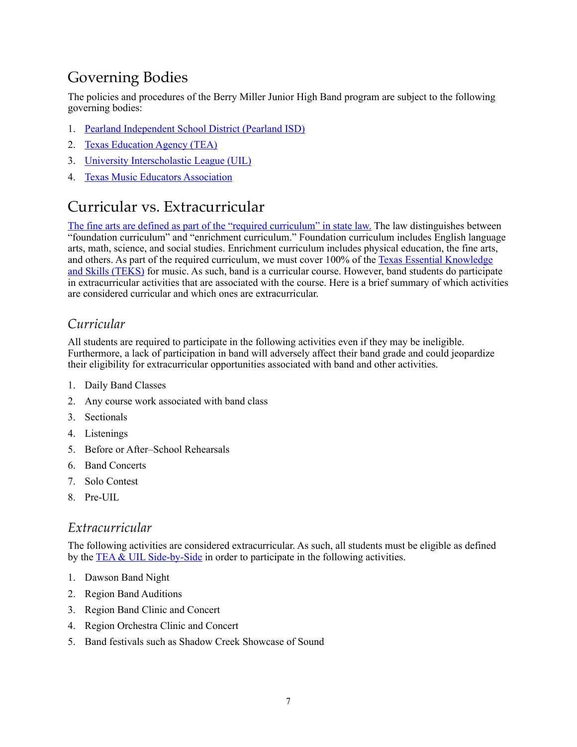## Governing Bodies

The policies and procedures of the Berry Miller Junior High Band program are subject to the following governing bodies:

1. Pearland Independent School District (Pearland ISD)
2. Texas Education Agency (TEA)
3. University Interscholastic League (UIL)
4. Texas Music Educators Association

## Curricular vs. Extracurricular

The fine arts are defined as part of the "required curriculum" in state law. The law distinguishes between "foundation curriculum" and "enrichment curriculum." Foundation curriculum includes English language arts, math, science, and social studies. Enrichment curriculum includes physical education, the fine arts, and others. As part of the required curriculum, we must cover 100% of the Texas Essential Knowledge and Skills (TEKS) for music. As such, band is a curricular course. However, band students do participate in extracurricular activities that are associated with the course. Here is a brief summary of which activities are considered curricular and which ones are extracurricular.

### *Curricular*

All students are required to participate in the following activities even if they may be ineligible. Furthermore, a lack of participation in band will adversely affect their band grade and could jeopardize their eligibility for extracurricular opportunities associated with band and other activities.

1. Daily Band Classes
2. Any course work associated with band class
3. Sectionals
4. Listenings
5. Before or After–School Rehearsals
6. Band Concerts
7. Solo Contest
8. Pre-UIL

### *Extracurricular*

The following activities are considered extracurricular. As such, all students must be eligible as defined by the TEA & UIL Side-by-Side in order to participate in the following activities.

1. Dawson Band Night
2. Region Band Auditions
3. Region Band Clinic and Concert
4. Region Orchestra Clinic and Concert
5. Band festivals such as Shadow Creek Showcase of Sound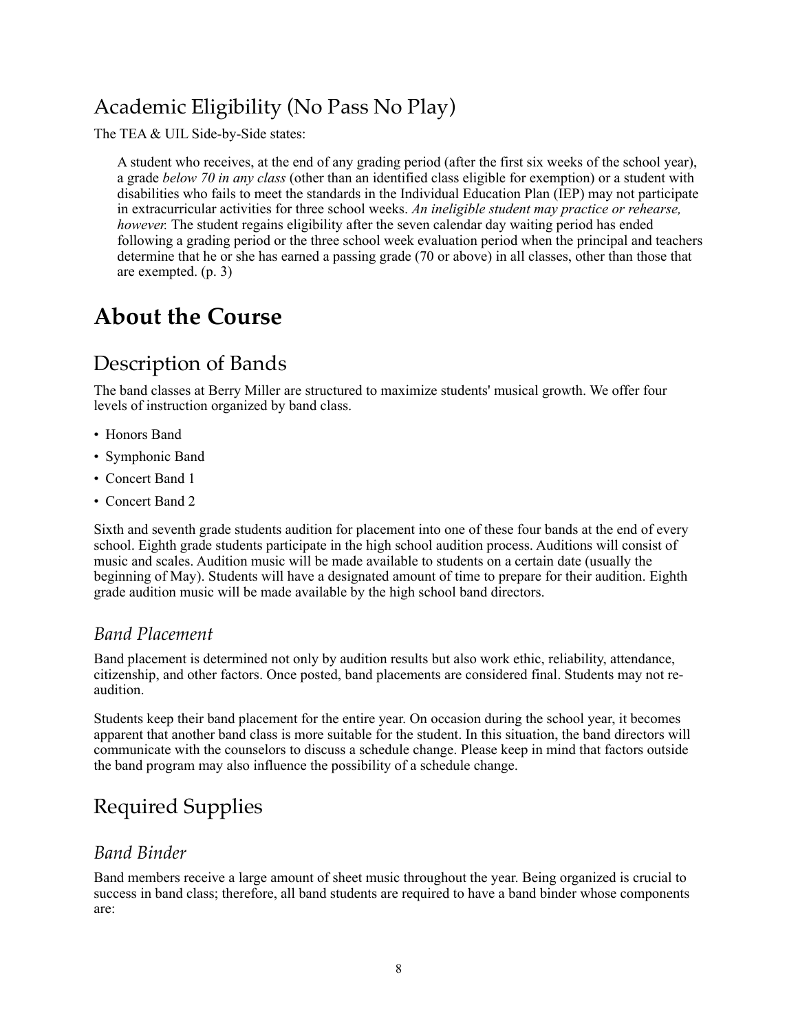## Academic Eligibility (No Pass No Play)

The TEA & UIL Side-by-Side states:

> A student who receives, at the end of any grading period (after the first six weeks of the school year), a grade *below 70 in any class* (other than an identified class eligible for exemption) or a student with disabilities who fails to meet the standards in the Individual Education Plan (IEP) may not participate in extracurricular activities for three school weeks. *An ineligible student may practice or rehearse, however.* The student regains eligibility after the seven calendar day waiting period has ended following a grading period or the three school week evaluation period when the principal and teachers determine that he or she has earned a passing grade (70 or above) in all classes, other than those that are exempted. (p. 3)

# About the Course

## Description of Bands

The band classes at Berry Miller are structured to maximize students' musical growth. We offer four levels of instruction organized by band class.

- Honors Band
- Symphonic Band
- Concert Band 1
- Concert Band 2

Sixth and seventh grade students audition for placement into one of these four bands at the end of every school. Eighth grade students participate in the high school audition process. Auditions will consist of music and scales. Audition music will be made available to students on a certain date (usually the beginning of May). Students will have a designated amount of time to prepare for their audition. Eighth grade audition music will be made available by the high school band directors.

### *Band Placement*

Band placement is determined not only by audition results but also work ethic, reliability, attendance, citizenship, and other factors. Once posted, band placements are considered final. Students may not re-audition.

Students keep their band placement for the entire year. On occasion during the school year, it becomes apparent that another band class is more suitable for the student. In this situation, the band directors will communicate with the counselors to discuss a schedule change. Please keep in mind that factors outside the band program may also influence the possibility of a schedule change.

## Required Supplies

### *Band Binder*

Band members receive a large amount of sheet music throughout the year. Being organized is crucial to success in band class; therefore, all band students are required to have a band binder whose components are: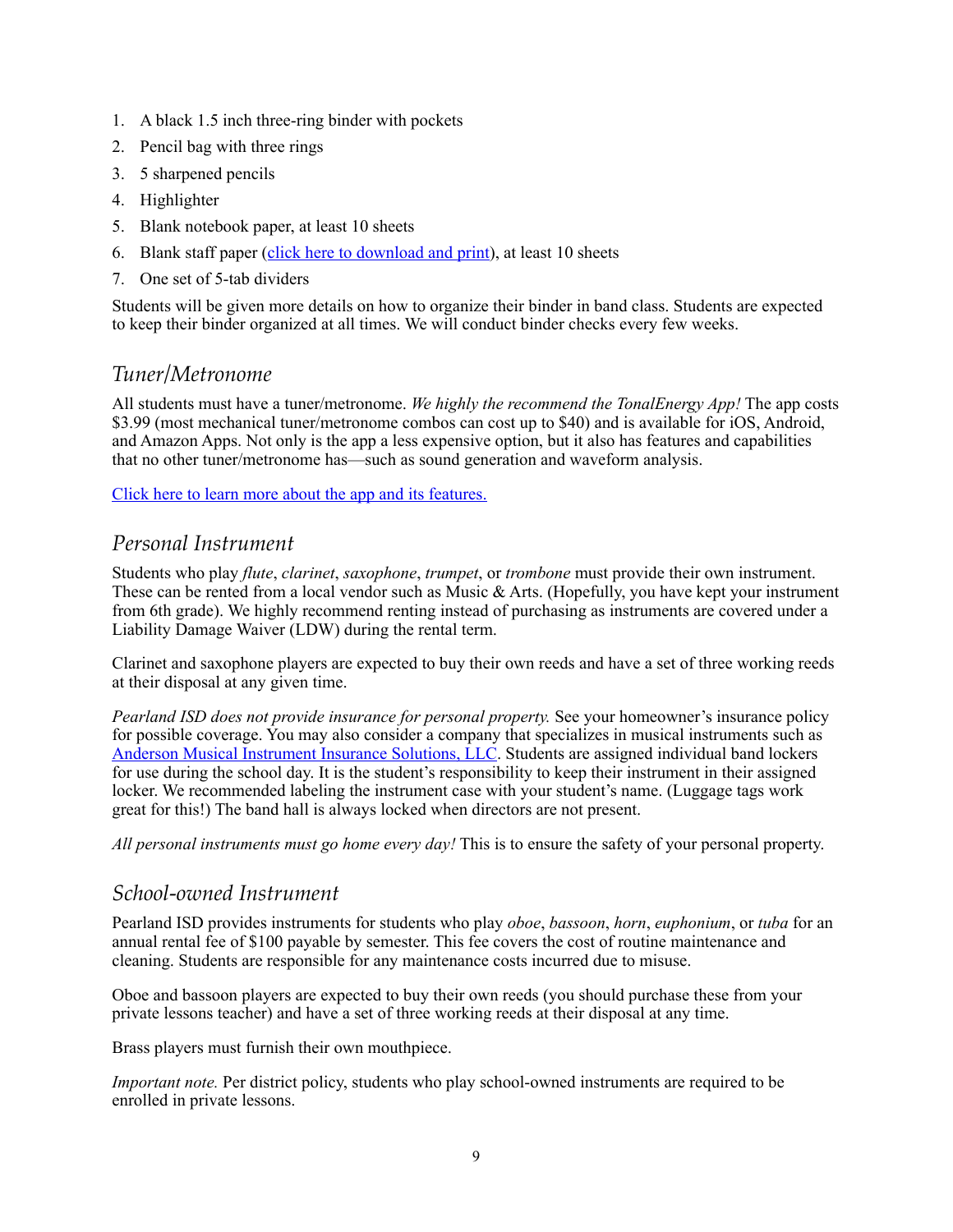1. A black 1.5 inch three-ring binder with pockets
2. Pencil bag with three rings
3. 5 sharpened pencils
4. Highlighter
5. Blank notebook paper, at least 10 sheets
6. Blank staff paper (click here to download and print), at least 10 sheets
7. One set of 5-tab dividers

Students will be given more details on how to organize their binder in band class. Students are expected to keep their binder organized at all times. We will conduct binder checks every few weeks.

## *Tuner/Metronome*

All students must have a tuner/metronome. *We highly the recommend the TonalEnergy App!* The app costs $3.99 (most mechanical tuner/metronome combos can cost up to $40) and is available for iOS, Android, and Amazon Apps. Not only is the app a less expensive option, but it also has features and capabilities that no other tuner/metronome has—such as sound generation and waveform analysis.

Click here to learn more about the app and its features.

## *Personal Instrument*

Students who play *flute*, *clarinet*, *saxophone*, *trumpet*, or *trombone* must provide their own instrument. These can be rented from a local vendor such as Music & Arts. (Hopefully, you have kept your instrument from 6th grade). We highly recommend renting instead of purchasing as instruments are covered under a Liability Damage Waiver (LDW) during the rental term.

Clarinet and saxophone players are expected to buy their own reeds and have a set of three working reeds at their disposal at any given time.

*Pearland ISD does not provide insurance for personal property.* See your homeowner's insurance policy for possible coverage. You may also consider a company that specializes in musical instruments such as Anderson Musical Instrument Insurance Solutions, LLC. Students are assigned individual band lockers for use during the school day. It is the student's responsibility to keep their instrument in their assigned locker. We recommended labeling the instrument case with your student's name. (Luggage tags work great for this!) The band hall is always locked when directors are not present.

*All personal instruments must go home every day!* This is to ensure the safety of your personal property.

## *School-owned Instrument*

Pearland ISD provides instruments for students who play *oboe*, *bassoon*, *horn*, *euphonium*, or *tuba* for an annual rental fee of $100 payable by semester. This fee covers the cost of routine maintenance and cleaning. Students are responsible for any maintenance costs incurred due to misuse.

Oboe and bassoon players are expected to buy their own reeds (you should purchase these from your private lessons teacher) and have a set of three working reeds at their disposal at any time.

Brass players must furnish their own mouthpiece.

*Important note.* Per district policy, students who play school-owned instruments are required to be enrolled in private lessons.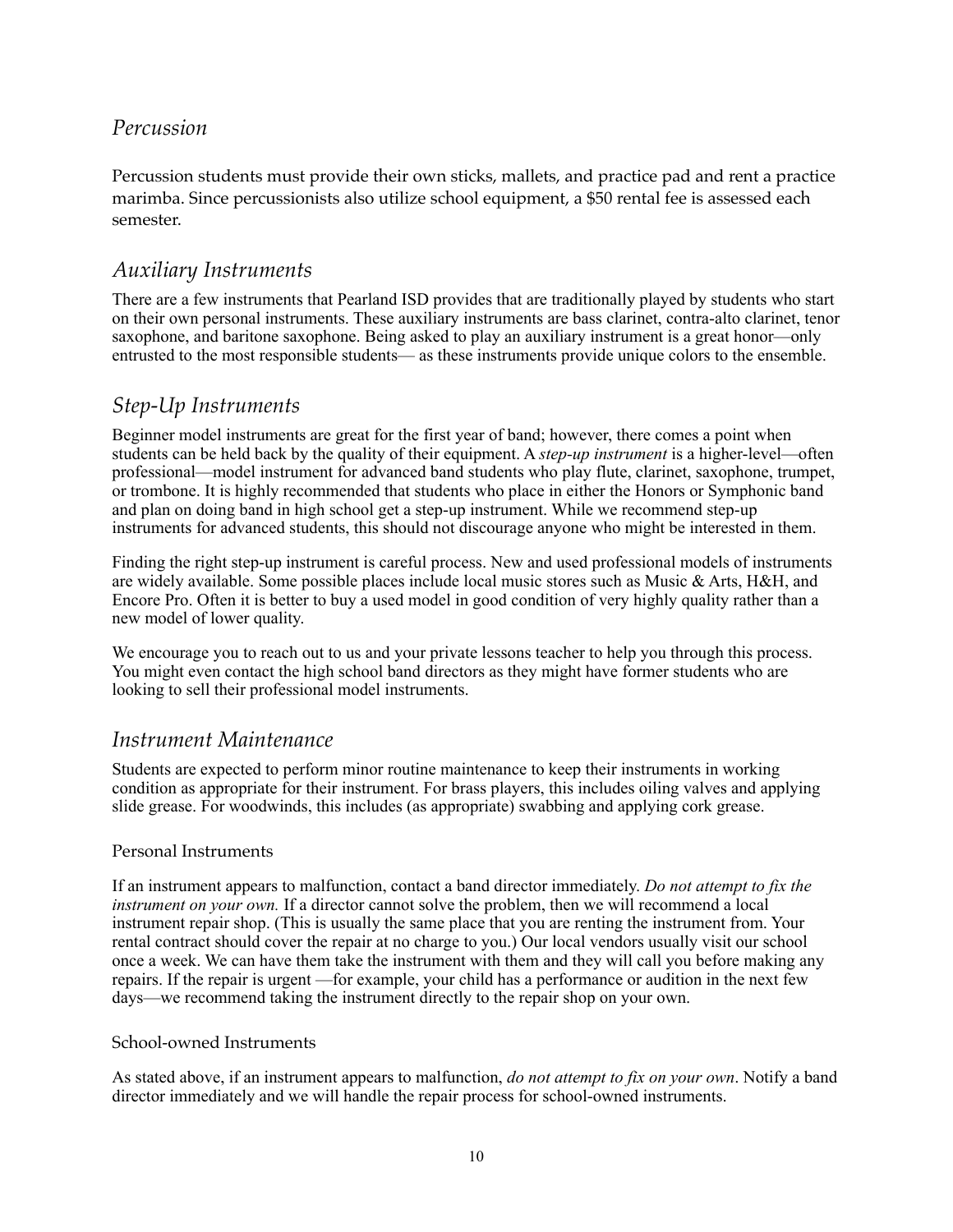## *Percussion*

Percussion students must provide their own sticks, mallets, and practice pad and rent a practice marimba. Since percussionists also utilize school equipment, a $50 rental fee is assessed each semester.

## *Auxiliary Instruments*

There are a few instruments that Pearland ISD provides that are traditionally played by students who start on their own personal instruments. These auxiliary instruments are bass clarinet, contra-alto clarinet, tenor saxophone, and baritone saxophone. Being asked to play an auxiliary instrument is a great honor—only entrusted to the most responsible students— as these instruments provide unique colors to the ensemble.

## *Step-Up Instruments*

Beginner model instruments are great for the first year of band; however, there comes a point when students can be held back by the quality of their equipment. A *step-up instrument* is a higher-level—often professional—model instrument for advanced band students who play flute, clarinet, saxophone, trumpet, or trombone. It is highly recommended that students who place in either the Honors or Symphonic band and plan on doing band in high school get a step-up instrument. While we recommend step-up instruments for advanced students, this should not discourage anyone who might be interested in them.

Finding the right step-up instrument is careful process. New and used professional models of instruments are widely available. Some possible places include local music stores such as Music & Arts, H&H, and Encore Pro. Often it is better to buy a used model in good condition of very highly quality rather than a new model of lower quality.

We encourage you to reach out to us and your private lessons teacher to help you through this process. You might even contact the high school band directors as they might have former students who are looking to sell their professional model instruments.

## *Instrument Maintenance*

Students are expected to perform minor routine maintenance to keep their instruments in working condition as appropriate for their instrument. For brass players, this includes oiling valves and applying slide grease. For woodwinds, this includes (as appropriate) swabbing and applying cork grease.

### Personal Instruments

If an instrument appears to malfunction, contact a band director immediately. *Do not attempt to fix the instrument on your own.* If a director cannot solve the problem, then we will recommend a local instrument repair shop. (This is usually the same place that you are renting the instrument from. Your rental contract should cover the repair at no charge to you.) Our local vendors usually visit our school once a week. We can have them take the instrument with them and they will call you before making any repairs. If the repair is urgent —for example, your child has a performance or audition in the next few days—we recommend taking the instrument directly to the repair shop on your own.

### School-owned Instruments

As stated above, if an instrument appears to malfunction, *do not attempt to fix on your own*. Notify a band director immediately and we will handle the repair process for school-owned instruments.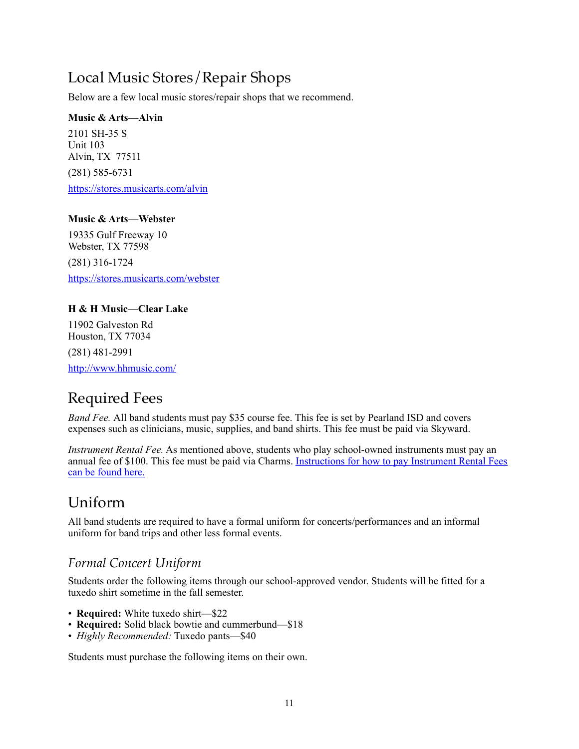## Local Music Stores/Repair Shops

Below are a few local music stores/repair shops that we recommend.

**Music & Arts—Alvin**

2101 SH-35 S
Unit 103
Alvin, TX 77511

(281) 585-6731

[https://stores.musicarts.com/alvin](https://stores.musicarts.com/alvin)

**Music & Arts—Webster**

19335 Gulf Freeway 10
Webster, TX 77598

(281) 316-1724

[https://stores.musicarts.com/webster](https://stores.musicarts.com/webster)

**H & H Music—Clear Lake**

11902 Galveston Rd
Houston, TX 77034

(281) 481-2991

[http://www.hhmusic.com/](http://www.hhmusic.com/)

## Required Fees

*Band Fee.* All band students must pay $35 course fee. This fee is set by Pearland ISD and covers expenses such as clinicians, music, supplies, and band shirts. This fee must be paid via Skyward.

*Instrument Rental Fee.* As mentioned above, students who play school-owned instruments must pay an annual fee of $100. This fee must be paid via Charms. Instructions for how to pay Instrument Rental Fees can be found here.

## Uniform

All band students are required to have a formal uniform for concerts/performances and an informal uniform for band trips and other less formal events.

### *Formal Concert Uniform*

Students order the following items through our school-approved vendor. Students will be fitted for a tuxedo shirt sometime in the fall semester.

- **Required:** White tuxedo shirt—$22
- **Required:** Solid black bowtie and cummerbund—$18
- *Highly Recommended:* Tuxedo pants—$40

Students must purchase the following items on their own.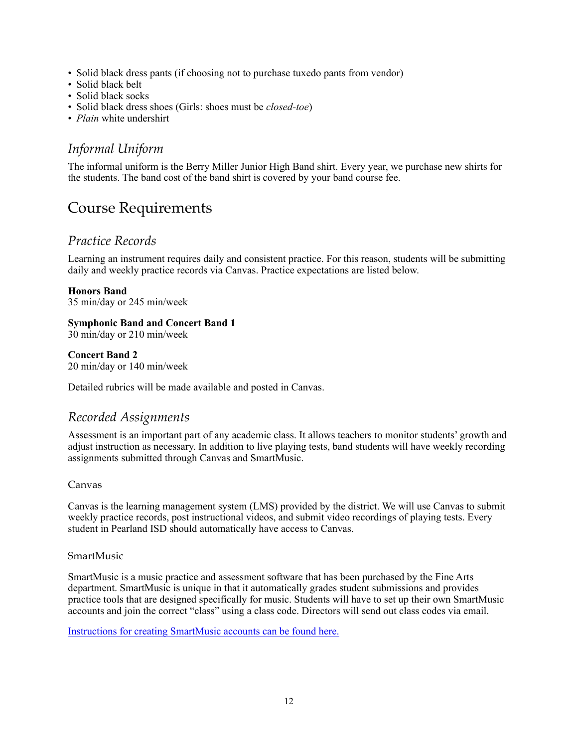- Solid black dress pants (if choosing not to purchase tuxedo pants from vendor)
- Solid black belt
- Solid black socks
- Solid black dress shoes (Girls: shoes must be *closed-toe*)
- *Plain* white undershirt

### *Informal Uniform*

The informal uniform is the Berry Miller Junior High Band shirt. Every year, we purchase new shirts for the students. The band cost of the band shirt is covered by your band course fee.

## Course Requirements

### *Practice Records*

Learning an instrument requires daily and consistent practice. For this reason, students will be submitting daily and weekly practice records via Canvas. Practice expectations are listed below.

**Honors Band**
35 min/day or 245 min/week

**Symphonic Band and Concert Band 1**
30 min/day or 210 min/week

**Concert Band 2**
20 min/day or 140 min/week

Detailed rubrics will be made available and posted in Canvas.

### *Recorded Assignments*

Assessment is an important part of any academic class. It allows teachers to monitor students' growth and adjust instruction as necessary. In addition to live playing tests, band students will have weekly recording assignments submitted through Canvas and SmartMusic.

#### Canvas

Canvas is the learning management system (LMS) provided by the district. We will use Canvas to submit weekly practice records, post instructional videos, and submit video recordings of playing tests. Every student in Pearland ISD should automatically have access to Canvas.

#### SmartMusic

SmartMusic is a music practice and assessment software that has been purchased by the Fine Arts department. SmartMusic is unique in that it automatically grades student submissions and provides practice tools that are designed specifically for music. Students will have to set up their own SmartMusic accounts and join the correct "class" using a class code. Directors will send out class codes via email.

Instructions for creating SmartMusic accounts can be found here.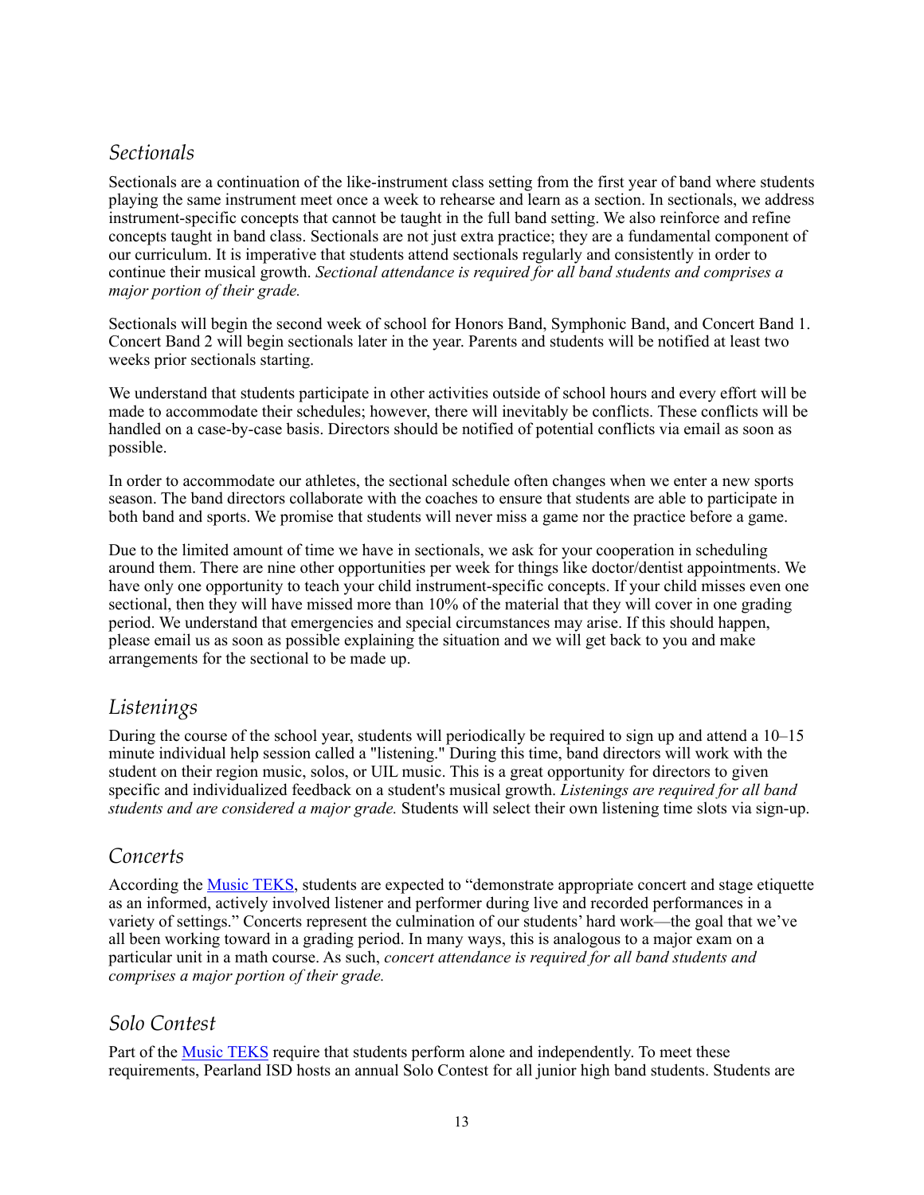## *Sectionals*

Sectionals are a continuation of the like-instrument class setting from the first year of band where students playing the same instrument meet once a week to rehearse and learn as a section. In sectionals, we address instrument-specific concepts that cannot be taught in the full band setting. We also reinforce and refine concepts taught in band class. Sectionals are not just extra practice; they are a fundamental component of our curriculum. It is imperative that students attend sectionals regularly and consistently in order to continue their musical growth. *Sectional attendance is required for all band students and comprises a major portion of their grade.*

Sectionals will begin the second week of school for Honors Band, Symphonic Band, and Concert Band 1. Concert Band 2 will begin sectionals later in the year. Parents and students will be notified at least two weeks prior sectionals starting.

We understand that students participate in other activities outside of school hours and every effort will be made to accommodate their schedules; however, there will inevitably be conflicts. These conflicts will be handled on a case-by-case basis. Directors should be notified of potential conflicts via email as soon as possible.

In order to accommodate our athletes, the sectional schedule often changes when we enter a new sports season. The band directors collaborate with the coaches to ensure that students are able to participate in both band and sports. We promise that students will never miss a game nor the practice before a game.

Due to the limited amount of time we have in sectionals, we ask for your cooperation in scheduling around them. There are nine other opportunities per week for things like doctor/dentist appointments. We have only one opportunity to teach your child instrument-specific concepts. If your child misses even one sectional, then they will have missed more than 10% of the material that they will cover in one grading period. We understand that emergencies and special circumstances may arise. If this should happen, please email us as soon as possible explaining the situation and we will get back to you and make arrangements for the sectional to be made up.

## *Listenings*

During the course of the school year, students will periodically be required to sign up and attend a 10–15 minute individual help session called a "listening." During this time, band directors will work with the student on their region music, solos, or UIL music. This is a great opportunity for directors to given specific and individualized feedback on a student's musical growth. *Listenings are required for all band students and are considered a major grade.* Students will select their own listening time slots via sign-up.

## *Concerts*

According the [Music TEKS](), students are expected to "demonstrate appropriate concert and stage etiquette as an informed, actively involved listener and performer during live and recorded performances in a variety of settings." Concerts represent the culmination of our students' hard work—the goal that we've all been working toward in a grading period. In many ways, this is analogous to a major exam on a particular unit in a math course. As such, *concert attendance is required for all band students and comprises a major portion of their grade.*

## *Solo Contest*

Part of the [Music TEKS]() require that students perform alone and independently. To meet these requirements, Pearland ISD hosts an annual Solo Contest for all junior high band students. Students are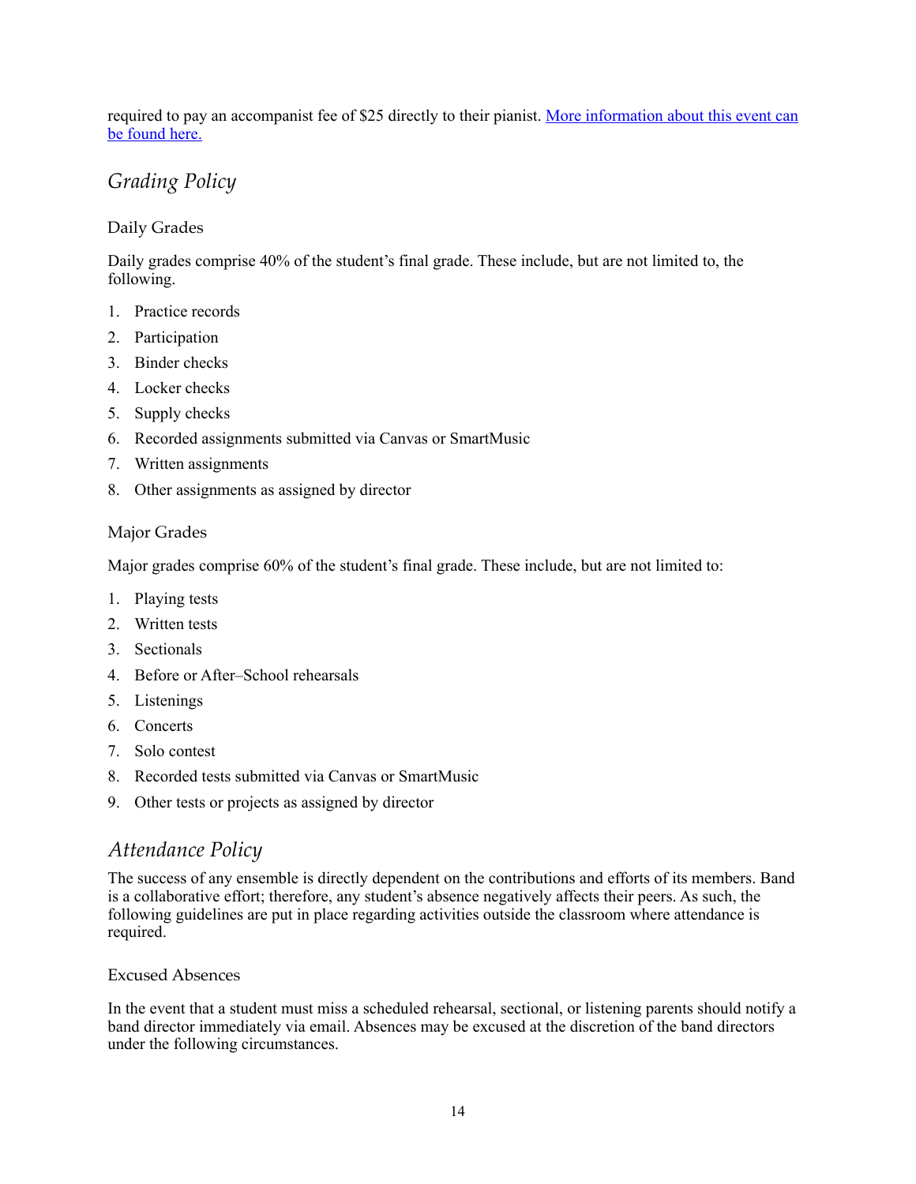required to pay an accompanist fee of $25 directly to their pianist. [More information about this event can be found here.]

## *Grading Policy*

### Daily Grades

Daily grades comprise 40% of the student's final grade. These include, but are not limited to, the following.

1. Practice records
2. Participation
3. Binder checks
4. Locker checks
5. Supply checks
6. Recorded assignments submitted via Canvas or SmartMusic
7. Written assignments
8. Other assignments as assigned by director

### Major Grades

Major grades comprise 60% of the student's final grade. These include, but are not limited to:

1. Playing tests
2. Written tests
3. Sectionals
4. Before or After–School rehearsals
5. Listenings
6. Concerts
7. Solo contest
8. Recorded tests submitted via Canvas or SmartMusic
9. Other tests or projects as assigned by director

## *Attendance Policy*

The success of any ensemble is directly dependent on the contributions and efforts of its members. Band is a collaborative effort; therefore, any student's absence negatively affects their peers. As such, the following guidelines are put in place regarding activities outside the classroom where attendance is required.

### Excused Absences

In the event that a student must miss a scheduled rehearsal, sectional, or listening parents should notify a band director immediately via email. Absences may be excused at the discretion of the band directors under the following circumstances.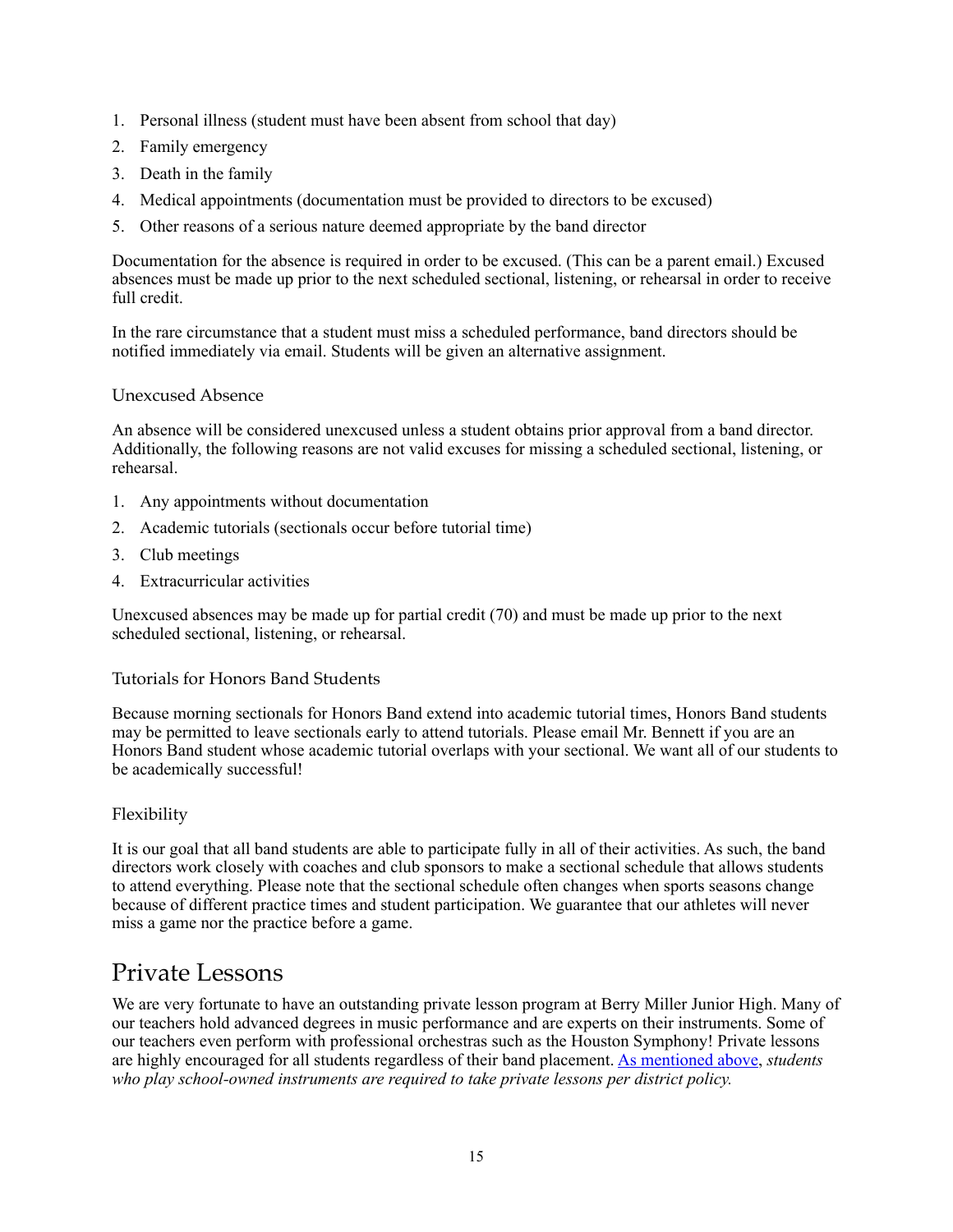1. Personal illness (student must have been absent from school that day)
2. Family emergency
3. Death in the family
4. Medical appointments (documentation must be provided to directors to be excused)
5. Other reasons of a serious nature deemed appropriate by the band director

Documentation for the absence is required in order to be excused. (This can be a parent email.) Excused absences must be made up prior to the next scheduled sectional, listening, or rehearsal in order to receive full credit.

In the rare circumstance that a student must miss a scheduled performance, band directors should be notified immediately via email. Students will be given an alternative assignment.

### Unexcused Absence

An absence will be considered unexcused unless a student obtains prior approval from a band director. Additionally, the following reasons are not valid excuses for missing a scheduled sectional, listening, or rehearsal.

1. Any appointments without documentation
2. Academic tutorials (sectionals occur before tutorial time)
3. Club meetings
4. Extracurricular activities

Unexcused absences may be made up for partial credit (70) and must be made up prior to the next scheduled sectional, listening, or rehearsal.

### Tutorials for Honors Band Students

Because morning sectionals for Honors Band extend into academic tutorial times, Honors Band students may be permitted to leave sectionals early to attend tutorials. Please email Mr. Bennett if you are an Honors Band student whose academic tutorial overlaps with your sectional. We want all of our students to be academically successful!

### Flexibility

It is our goal that all band students are able to participate fully in all of their activities. As such, the band directors work closely with coaches and club sponsors to make a sectional schedule that allows students to attend everything. Please note that the sectional schedule often changes when sports seasons change because of different practice times and student participation. We guarantee that our athletes will never miss a game nor the practice before a game.

## Private Lessons

We are very fortunate to have an outstanding private lesson program at Berry Miller Junior High. Many of our teachers hold advanced degrees in music performance and are experts on their instruments. Some of our teachers even perform with professional orchestras such as the Houston Symphony! Private lessons are highly encouraged for all students regardless of their band placement. As mentioned above, *students who play school-owned instruments are required to take private lessons per district policy.*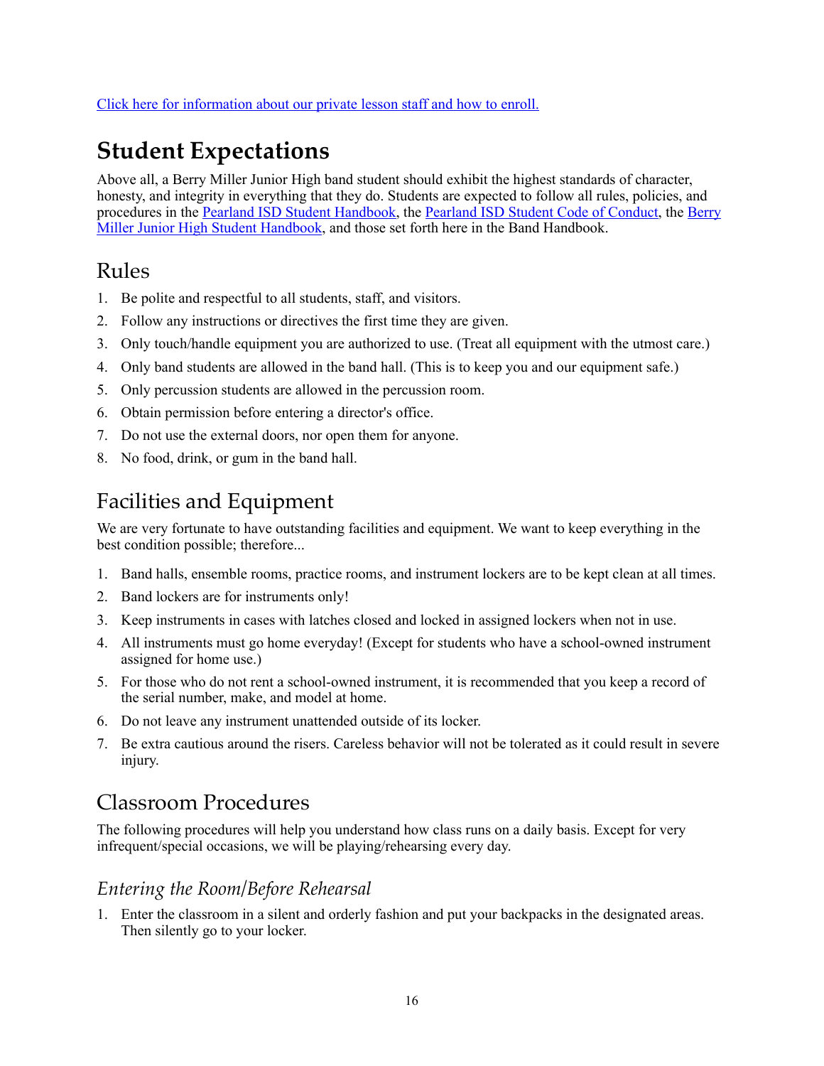[Click here for information about our private lesson staff and how to enroll.]()

# Student Expectations

Above all, a Berry Miller Junior High band student should exhibit the highest standards of character, honesty, and integrity in everything that they do. Students are expected to follow all rules, policies, and procedures in the Pearland ISD Student Handbook, the Pearland ISD Student Code of Conduct, the Berry Miller Junior High Student Handbook, and those set forth here in the Band Handbook.

## Rules

1. Be polite and respectful to all students, staff, and visitors.
2. Follow any instructions or directives the first time they are given.
3. Only touch/handle equipment you are authorized to use. (Treat all equipment with the utmost care.)
4. Only band students are allowed in the band hall. (This is to keep you and our equipment safe.)
5. Only percussion students are allowed in the percussion room.
6. Obtain permission before entering a director's office.
7. Do not use the external doors, nor open them for anyone.
8. No food, drink, or gum in the band hall.

## Facilities and Equipment

We are very fortunate to have outstanding facilities and equipment. We want to keep everything in the best condition possible; therefore...

1. Band halls, ensemble rooms, practice rooms, and instrument lockers are to be kept clean at all times.
2. Band lockers are for instruments only!
3. Keep instruments in cases with latches closed and locked in assigned lockers when not in use.
4. All instruments must go home everyday! (Except for students who have a school-owned instrument assigned for home use.)
5. For those who do not rent a school-owned instrument, it is recommended that you keep a record of the serial number, make, and model at home.
6. Do not leave any instrument unattended outside of its locker.
7. Be extra cautious around the risers. Careless behavior will not be tolerated as it could result in severe injury.

## Classroom Procedures

The following procedures will help you understand how class runs on a daily basis. Except for very infrequent/special occasions, we will be playing/rehearsing every day.

### *Entering the Room/Before Rehearsal*

1. Enter the classroom in a silent and orderly fashion and put your backpacks in the designated areas. Then silently go to your locker.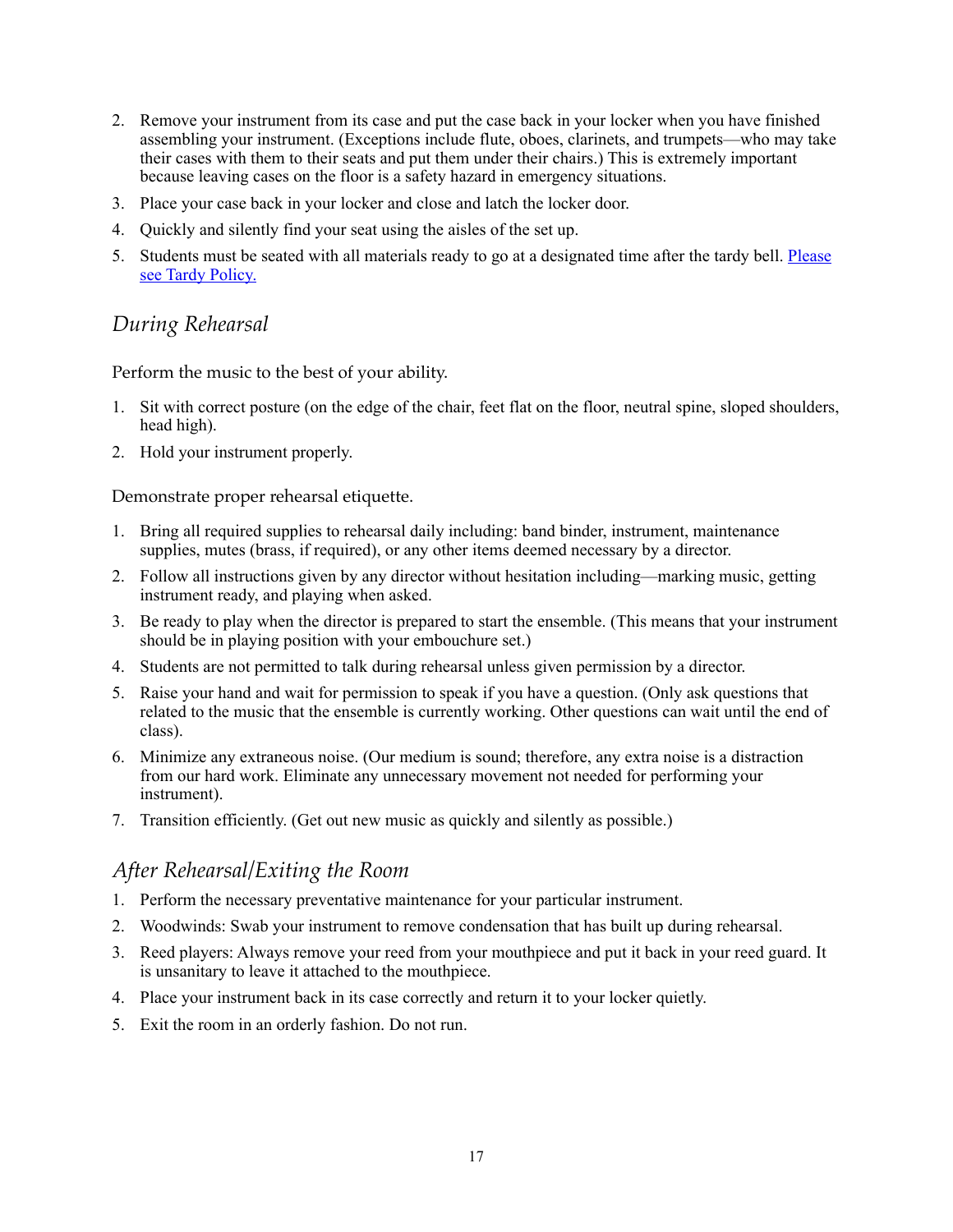2. Remove your instrument from its case and put the case back in your locker when you have finished assembling your instrument. (Exceptions include flute, oboes, clarinets, and trumpets—who may take their cases with them to their seats and put them under their chairs.) This is extremely important because leaving cases on the floor is a safety hazard in emergency situations.
3. Place your case back in your locker and close and latch the locker door.
4. Quickly and silently find your seat using the aisles of the set up.
5. Students must be seated with all materials ready to go at a designated time after the tardy bell. Please see Tardy Policy.

## *During Rehearsal*

Perform the music to the best of your ability.

1. Sit with correct posture (on the edge of the chair, feet flat on the floor, neutral spine, sloped shoulders, head high).
2. Hold your instrument properly.

Demonstrate proper rehearsal etiquette.

1. Bring all required supplies to rehearsal daily including: band binder, instrument, maintenance supplies, mutes (brass, if required), or any other items deemed necessary by a director.
2. Follow all instructions given by any director without hesitation including—marking music, getting instrument ready, and playing when asked.
3. Be ready to play when the director is prepared to start the ensemble. (This means that your instrument should be in playing position with your embouchure set.)
4. Students are not permitted to talk during rehearsal unless given permission by a director.
5. Raise your hand and wait for permission to speak if you have a question. (Only ask questions that related to the music that the ensemble is currently working. Other questions can wait until the end of class).
6. Minimize any extraneous noise. (Our medium is sound; therefore, any extra noise is a distraction from our hard work. Eliminate any unnecessary movement not needed for performing your instrument).
7. Transition efficiently. (Get out new music as quickly and silently as possible.)

## *After Rehearsal/Exiting the Room*

1. Perform the necessary preventative maintenance for your particular instrument.
2. Woodwinds: Swab your instrument to remove condensation that has built up during rehearsal.
3. Reed players: Always remove your reed from your mouthpiece and put it back in your reed guard. It is unsanitary to leave it attached to the mouthpiece.
4. Place your instrument back in its case correctly and return it to your locker quietly.
5. Exit the room in an orderly fashion. Do not run.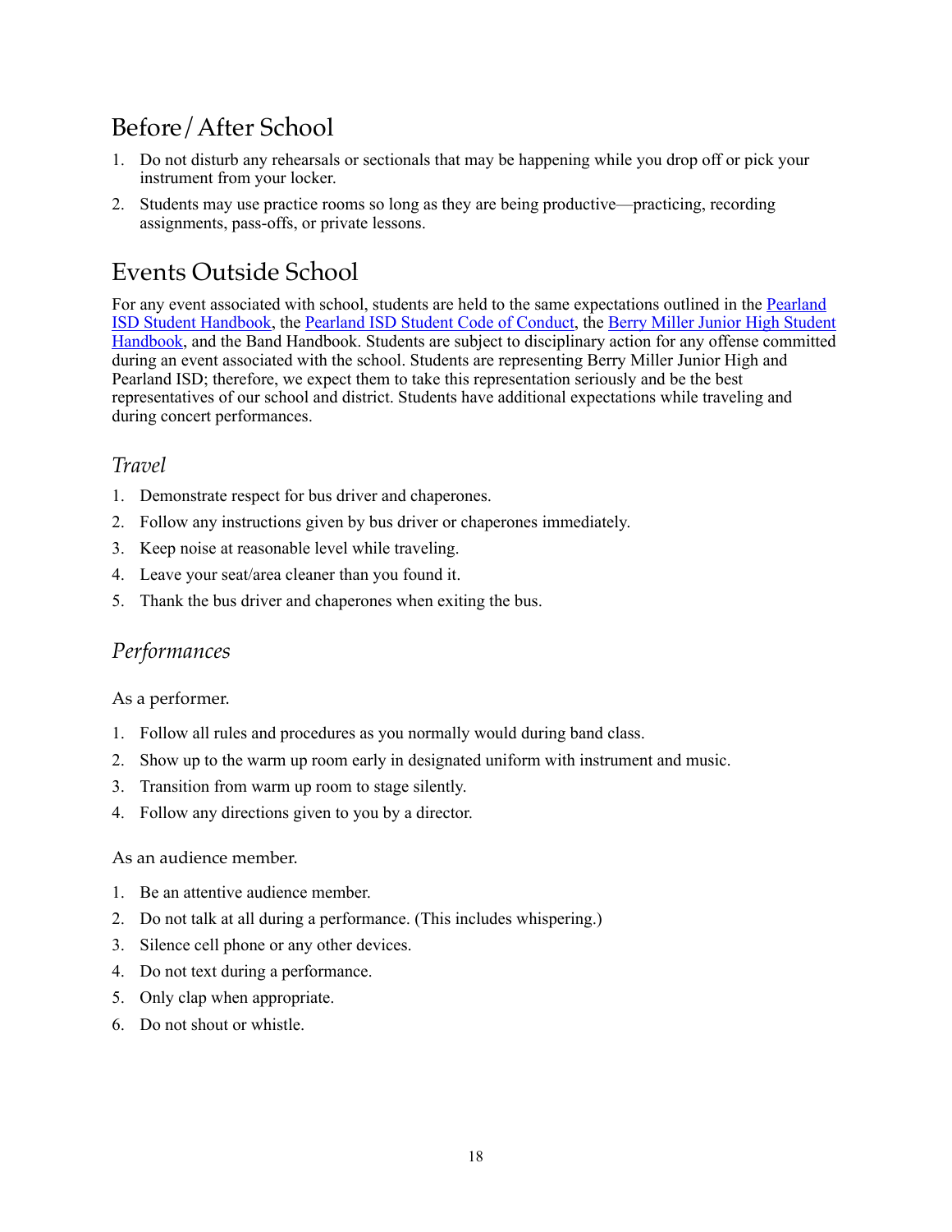## Before/After School

1. Do not disturb any rehearsals or sectionals that may be happening while you drop off or pick your instrument from your locker.
2. Students may use practice rooms so long as they are being productive—practicing, recording assignments, pass-offs, or private lessons.

## Events Outside School

For any event associated with school, students are held to the same expectations outlined in the Pearland ISD Student Handbook, the Pearland ISD Student Code of Conduct, the Berry Miller Junior High Student Handbook, and the Band Handbook. Students are subject to disciplinary action for any offense committed during an event associated with the school. Students are representing Berry Miller Junior High and Pearland ISD; therefore, we expect them to take this representation seriously and be the best representatives of our school and district. Students have additional expectations while traveling and during concert performances.

### *Travel*

1. Demonstrate respect for bus driver and chaperones.
2. Follow any instructions given by bus driver or chaperones immediately.
3. Keep noise at reasonable level while traveling.
4. Leave your seat/area cleaner than you found it.
5. Thank the bus driver and chaperones when exiting the bus.

### *Performances*

As a performer.

1. Follow all rules and procedures as you normally would during band class.
2. Show up to the warm up room early in designated uniform with instrument and music.
3. Transition from warm up room to stage silently.
4. Follow any directions given to you by a director.

As an audience member.

1. Be an attentive audience member.
2. Do not talk at all during a performance. (This includes whispering.)
3. Silence cell phone or any other devices.
4. Do not text during a performance.
5. Only clap when appropriate.
6. Do not shout or whistle.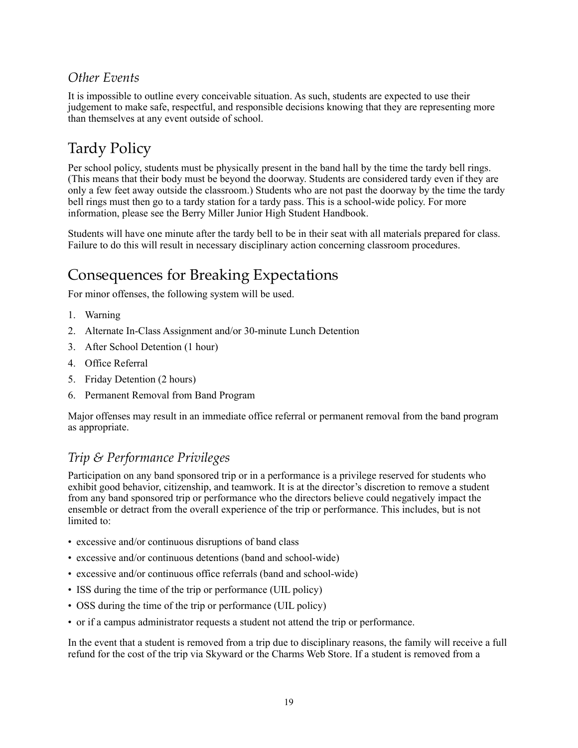### *Other Events*

It is impossible to outline every conceivable situation. As such, students are expected to use their judgement to make safe, respectful, and responsible decisions knowing that they are representing more than themselves at any event outside of school.

## Tardy Policy

Per school policy, students must be physically present in the band hall by the time the tardy bell rings. (This means that their body must be beyond the doorway. Students are considered tardy even if they are only a few feet away outside the classroom.) Students who are not past the doorway by the time the tardy bell rings must then go to a tardy station for a tardy pass. This is a school-wide policy. For more information, please see the Berry Miller Junior High Student Handbook.

Students will have one minute after the tardy bell to be in their seat with all materials prepared for class. Failure to do this will result in necessary disciplinary action concerning classroom procedures.

## Consequences for Breaking Expectations

For minor offenses, the following system will be used.

1. Warning
2. Alternate In-Class Assignment and/or 30-minute Lunch Detention
3. After School Detention (1 hour)
4. Office Referral
5. Friday Detention (2 hours)
6. Permanent Removal from Band Program

Major offenses may result in an immediate office referral or permanent removal from the band program as appropriate.

### *Trip & Performance Privileges*

Participation on any band sponsored trip or in a performance is a privilege reserved for students who exhibit good behavior, citizenship, and teamwork. It is at the director's discretion to remove a student from any band sponsored trip or performance who the directors believe could negatively impact the ensemble or detract from the overall experience of the trip or performance. This includes, but is not limited to:

- excessive and/or continuous disruptions of band class
- excessive and/or continuous detentions (band and school-wide)
- excessive and/or continuous office referrals (band and school-wide)
- ISS during the time of the trip or performance (UIL policy)
- OSS during the time of the trip or performance (UIL policy)
- or if a campus administrator requests a student not attend the trip or performance.

In the event that a student is removed from a trip due to disciplinary reasons, the family will receive a full refund for the cost of the trip via Skyward or the Charms Web Store. If a student is removed from a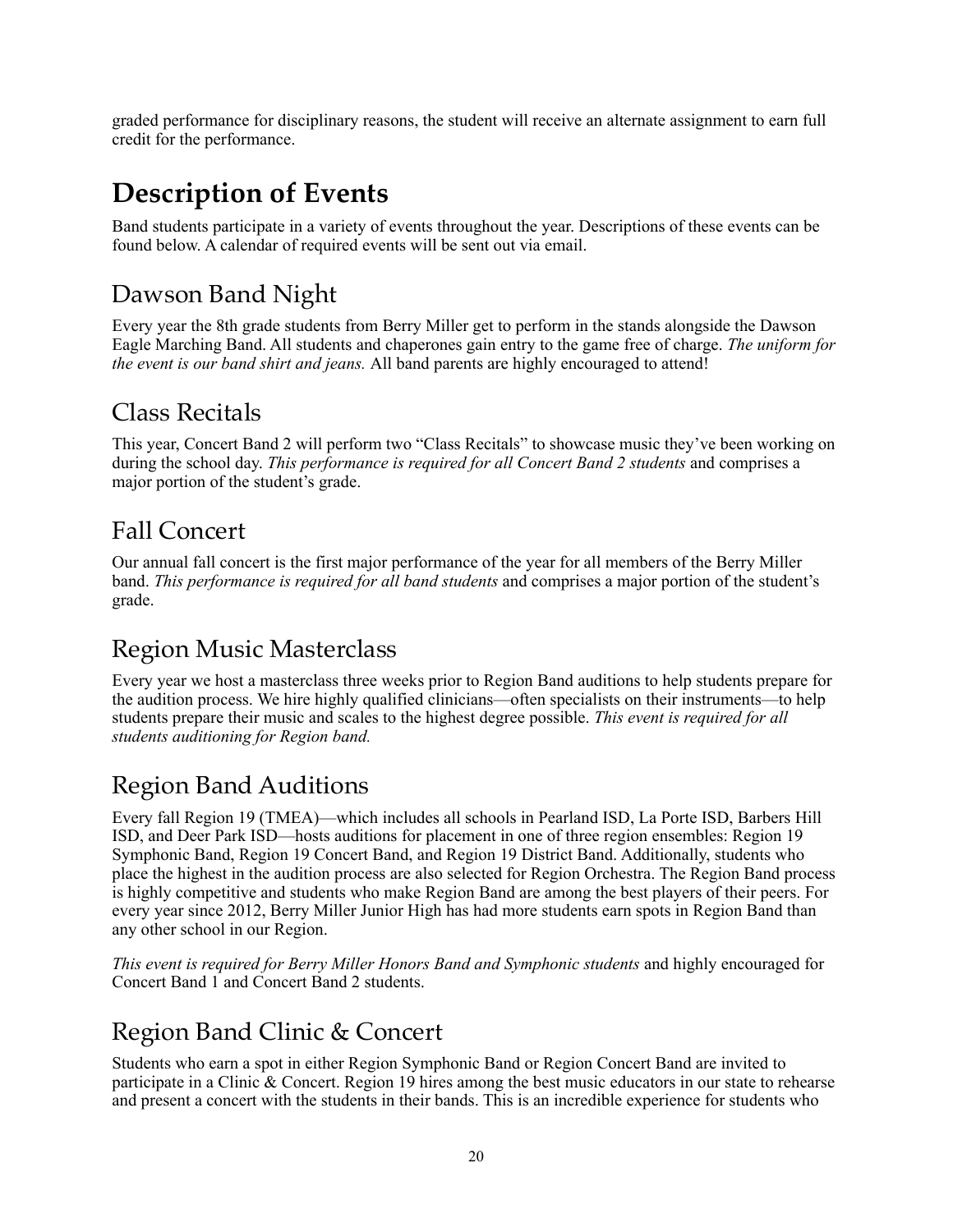graded performance for disciplinary reasons, the student will receive an alternate assignment to earn full credit for the performance.

# Description of Events

Band students participate in a variety of events throughout the year. Descriptions of these events can be found below. A calendar of required events will be sent out via email.

## Dawson Band Night

Every year the 8th grade students from Berry Miller get to perform in the stands alongside the Dawson Eagle Marching Band. All students and chaperones gain entry to the game free of charge. *The uniform for the event is our band shirt and jeans.* All band parents are highly encouraged to attend!

## Class Recitals

This year, Concert Band 2 will perform two "Class Recitals" to showcase music they've been working on during the school day. *This performance is required for all Concert Band 2 students* and comprises a major portion of the student's grade.

## Fall Concert

Our annual fall concert is the first major performance of the year for all members of the Berry Miller band. *This performance is required for all band students* and comprises a major portion of the student's grade.

## Region Music Masterclass

Every year we host a masterclass three weeks prior to Region Band auditions to help students prepare for the audition process. We hire highly qualified clinicians—often specialists on their instruments—to help students prepare their music and scales to the highest degree possible. *This event is required for all students auditioning for Region band.*

## Region Band Auditions

Every fall Region 19 (TMEA)—which includes all schools in Pearland ISD, La Porte ISD, Barbers Hill ISD, and Deer Park ISD—hosts auditions for placement in one of three region ensembles: Region 19 Symphonic Band, Region 19 Concert Band, and Region 19 District Band. Additionally, students who place the highest in the audition process are also selected for Region Orchestra. The Region Band process is highly competitive and students who make Region Band are among the best players of their peers. For every year since 2012, Berry Miller Junior High has had more students earn spots in Region Band than any other school in our Region.

*This event is required for Berry Miller Honors Band and Symphonic students* and highly encouraged for Concert Band 1 and Concert Band 2 students.

## Region Band Clinic & Concert

Students who earn a spot in either Region Symphonic Band or Region Concert Band are invited to participate in a Clinic & Concert. Region 19 hires among the best music educators in our state to rehearse and present a concert with the students in their bands. This is an incredible experience for students who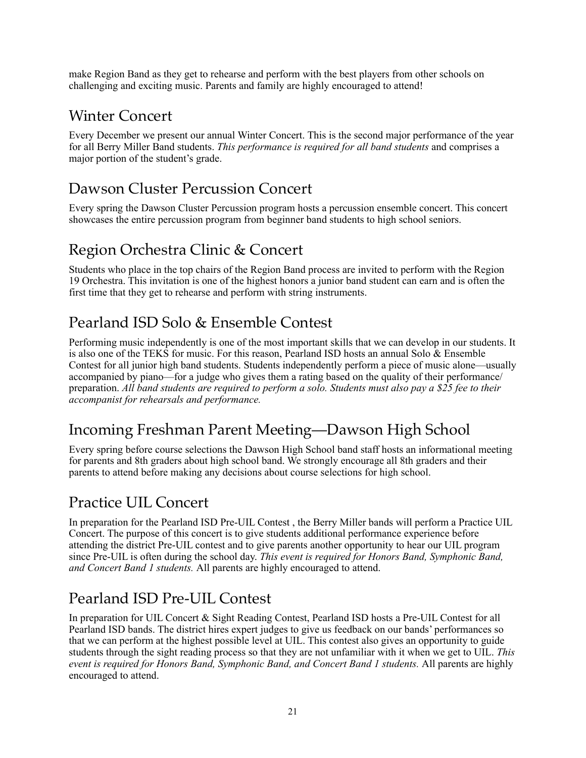make Region Band as they get to rehearse and perform with the best players from other schools on challenging and exciting music. Parents and family are highly encouraged to attend!

## Winter Concert

Every December we present our annual Winter Concert. This is the second major performance of the year for all Berry Miller Band students. *This performance is required for all band students* and comprises a major portion of the student's grade.

## Dawson Cluster Percussion Concert

Every spring the Dawson Cluster Percussion program hosts a percussion ensemble concert. This concert showcases the entire percussion program from beginner band students to high school seniors.

## Region Orchestra Clinic & Concert

Students who place in the top chairs of the Region Band process are invited to perform with the Region 19 Orchestra. This invitation is one of the highest honors a junior band student can earn and is often the first time that they get to rehearse and perform with string instruments.

## Pearland ISD Solo & Ensemble Contest

Performing music independently is one of the most important skills that we can develop in our students. It is also one of the TEKS for music. For this reason, Pearland ISD hosts an annual Solo & Ensemble Contest for all junior high band students. Students independently perform a piece of music alone—usually accompanied by piano—for a judge who gives them a rating based on the quality of their performance/preparation. *All band students are required to perform a solo. Students must also pay a $25 fee to their accompanist for rehearsals and performance.*

## Incoming Freshman Parent Meeting—Dawson High School

Every spring before course selections the Dawson High School band staff hosts an informational meeting for parents and 8th graders about high school band. We strongly encourage all 8th graders and their parents to attend before making any decisions about course selections for high school.

## Practice UIL Concert

In preparation for the Pearland ISD Pre-UIL Contest , the Berry Miller bands will perform a Practice UIL Concert. The purpose of this concert is to give students additional performance experience before attending the district Pre-UIL contest and to give parents another opportunity to hear our UIL program since Pre-UIL is often during the school day. *This event is required for Honors Band, Symphonic Band, and Concert Band 1 students.* All parents are highly encouraged to attend.

## Pearland ISD Pre-UIL Contest

In preparation for UIL Concert & Sight Reading Contest, Pearland ISD hosts a Pre-UIL Contest for all Pearland ISD bands. The district hires expert judges to give us feedback on our bands' performances so that we can perform at the highest possible level at UIL. This contest also gives an opportunity to guide students through the sight reading process so that they are not unfamiliar with it when we get to UIL. *This event is required for Honors Band, Symphonic Band, and Concert Band 1 students.* All parents are highly encouraged to attend.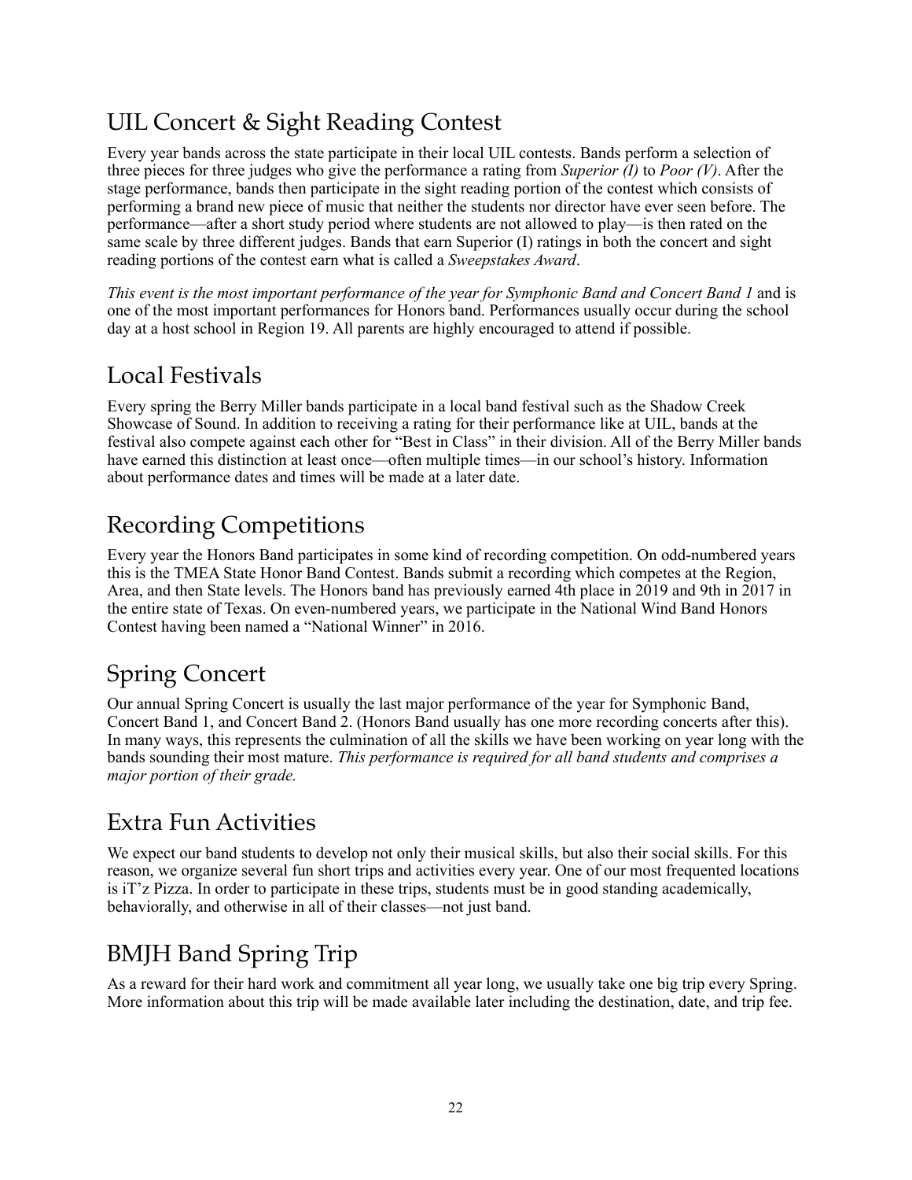## UIL Concert & Sight Reading Contest

Every year bands across the state participate in their local UIL contests. Bands perform a selection of three pieces for three judges who give the performance a rating from *Superior (I)* to *Poor (V)*. After the stage performance, bands then participate in the sight reading portion of the contest which consists of performing a brand new piece of music that neither the students nor director have ever seen before. The performance—after a short study period where students are not allowed to play—is then rated on the same scale by three different judges. Bands that earn Superior (I) ratings in both the concert and sight reading portions of the contest earn what is called a *Sweepstakes Award*.

*This event is the most important performance of the year for Symphonic Band and Concert Band 1* and is one of the most important performances for Honors band. Performances usually occur during the school day at a host school in Region 19. All parents are highly encouraged to attend if possible.

## Local Festivals

Every spring the Berry Miller bands participate in a local band festival such as the Shadow Creek Showcase of Sound. In addition to receiving a rating for their performance like at UIL, bands at the festival also compete against each other for "Best in Class" in their division. All of the Berry Miller bands have earned this distinction at least once—often multiple times—in our school's history. Information about performance dates and times will be made at a later date.

## Recording Competitions

Every year the Honors Band participates in some kind of recording competition. On odd-numbered years this is the TMEA State Honor Band Contest. Bands submit a recording which competes at the Region, Area, and then State levels. The Honors band has previously earned 4th place in 2019 and 9th in 2017 in the entire state of Texas. On even-numbered years, we participate in the National Wind Band Honors Contest having been named a "National Winner" in 2016.

## Spring Concert

Our annual Spring Concert is usually the last major performance of the year for Symphonic Band, Concert Band 1, and Concert Band 2. (Honors Band usually has one more recording concerts after this). In many ways, this represents the culmination of all the skills we have been working on year long with the bands sounding their most mature. *This performance is required for all band students and comprises a major portion of their grade.*

## Extra Fun Activities

We expect our band students to develop not only their musical skills, but also their social skills. For this reason, we organize several fun short trips and activities every year. One of our most frequented locations is iT'z Pizza. In order to participate in these trips, students must be in good standing academically, behaviorally, and otherwise in all of their classes—not just band.

## BMJH Band Spring Trip

As a reward for their hard work and commitment all year long, we usually take one big trip every Spring. More information about this trip will be made available later including the destination, date, and trip fee.